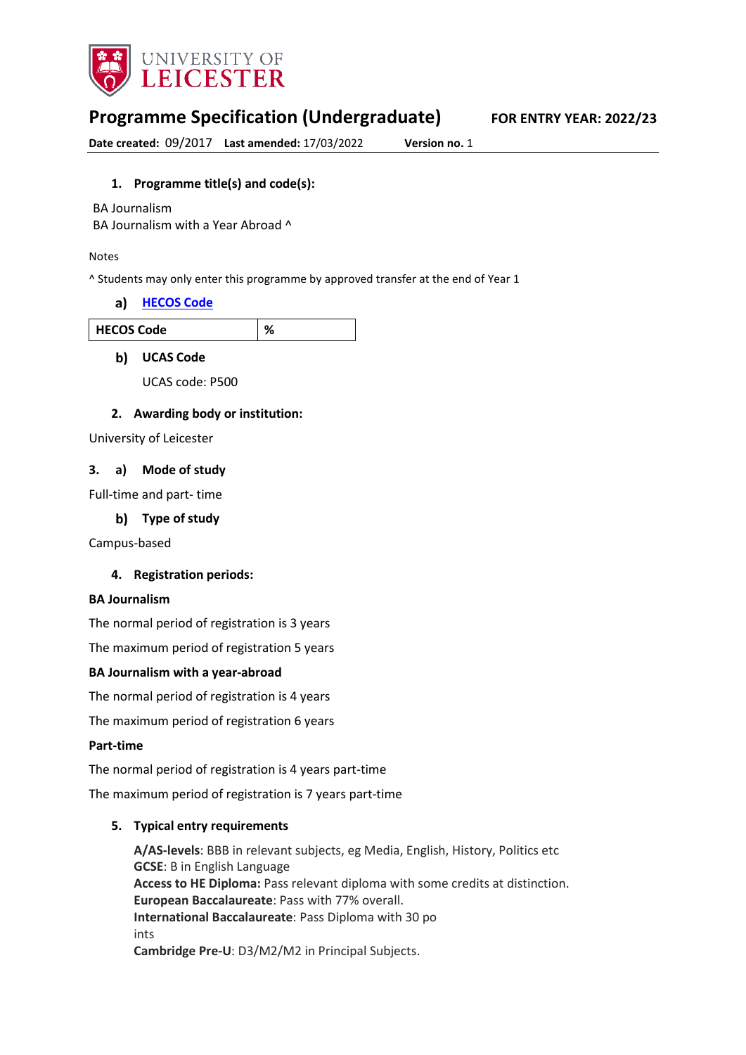# Programme Specification (Undergraduate)

**FOR ENTRY YEAR: 2022/23**

**Date created:** 09/2017 **Last amended:** 17/03/2022 **Version no.** 1

## 1. Programme title(s) and code(s):

BA Journalism
BA Journalism with a Year Abroad ^

Notes

^ Students may only enter this programme by approved transfer at the end of Year 1

### a) HECOS Code

| HECOS Code | % |
|---|---|

### b) UCAS Code

UCAS code: P500

## 2. Awarding body or institution:

University of Leicester

## 3. a) Mode of study

Full-time and part- time

### b) Type of study

Campus-based

## 4. Registration periods:

**BA Journalism**

The normal period of registration is 3 years

The maximum period of registration 5 years

**BA Journalism with a year-abroad**

The normal period of registration is 4 years

The maximum period of registration 6 years

**Part-time**

The normal period of registration is 4 years part-time

The maximum period of registration is 7 years part-time

## 5. Typical entry requirements

**A/AS-levels**: BBB in relevant subjects, eg Media, English, History, Politics etc
**GCSE**: B in English Language
**Access to HE Diploma:** Pass relevant diploma with some credits at distinction.
**European Baccalaureate**: Pass with 77% overall.
**International Baccalaureate**: Pass Diploma with 30 po
ints
**Cambridge Pre-U**: D3/M2/M2 in Principal Subjects.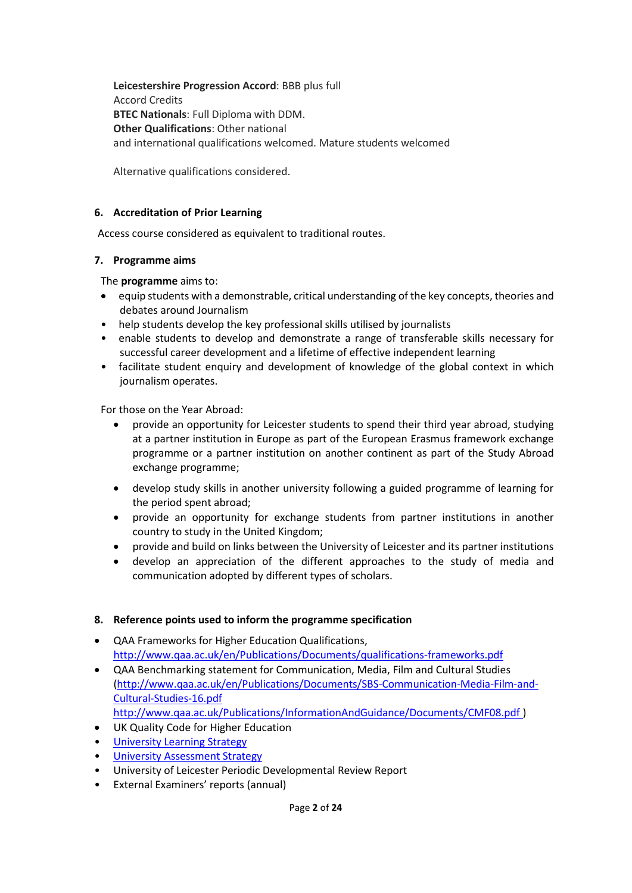**Leicestershire Progression Accord**: BBB plus full Accord Credits
**BTEC Nationals**: Full Diploma with DDM.
**Other Qualifications**: Other national and international qualifications welcomed. Mature students welcomed

Alternative qualifications considered.

## 6. Accreditation of Prior Learning

Access course considered as equivalent to traditional routes.

## 7. Programme aims

The **programme** aims to:

- equip students with a demonstrable, critical understanding of the key concepts, theories and debates around Journalism
- help students develop the key professional skills utilised by journalists
- enable students to develop and demonstrate a range of transferable skills necessary for successful career development and a lifetime of effective independent learning
- facilitate student enquiry and development of knowledge of the global context in which journalism operates.

For those on the Year Abroad:

- provide an opportunity for Leicester students to spend their third year abroad, studying at a partner institution in Europe as part of the European Erasmus framework exchange programme or a partner institution on another continent as part of the Study Abroad exchange programme;
- develop study skills in another university following a guided programme of learning for the period spent abroad;
- provide an opportunity for exchange students from partner institutions in another country to study in the United Kingdom;
- provide and build on links between the University of Leicester and its partner institutions
- develop an appreciation of the different approaches to the study of media and communication adopted by different types of scholars.

## 8. Reference points used to inform the programme specification

- QAA Frameworks for Higher Education Qualifications, http://www.qaa.ac.uk/en/Publications/Documents/qualifications-frameworks.pdf
- QAA Benchmarking statement for Communication, Media, Film and Cultural Studies (http://www.qaa.ac.uk/en/Publications/Documents/SBS-Communication-Media-Film-and-Cultural-Studies-16.pdf http://www.qaa.ac.uk/Publications/InformationAndGuidance/Documents/CMF08.pdf )
- UK Quality Code for Higher Education
- University Learning Strategy
- University Assessment Strategy
- University of Leicester Periodic Developmental Review Report
- External Examiners' reports (annual)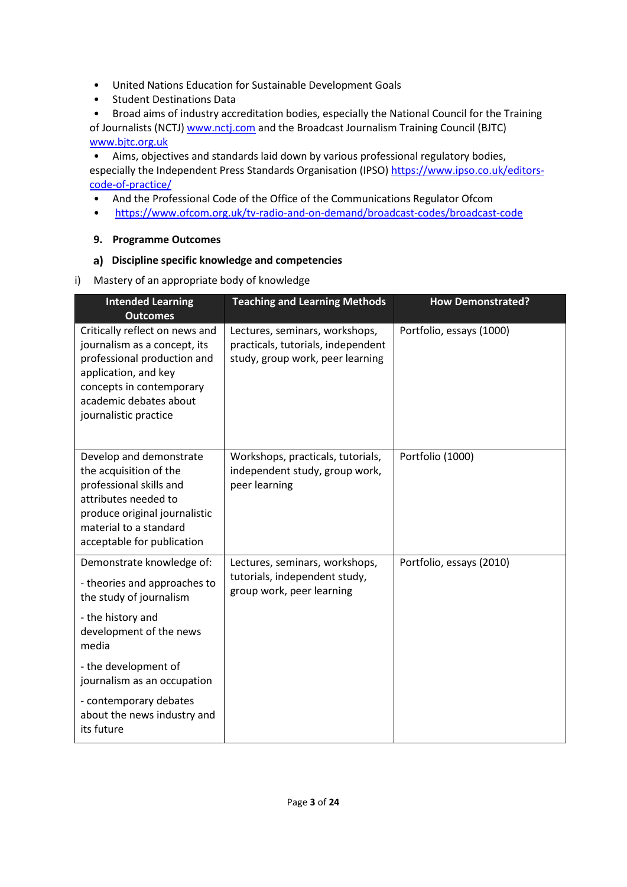- United Nations Education for Sustainable Development Goals
- Student Destinations Data
- Broad aims of industry accreditation bodies, especially the National Council for the Training of Journalists (NCTJ) www.nctj.com and the Broadcast Journalism Training Council (BJTC) www.bjtc.org.uk
- Aims, objectives and standards laid down by various professional regulatory bodies, especially the Independent Press Standards Organisation (IPSO) https://www.ipso.co.uk/editors-code-of-practice/
- And the Professional Code of the Office of the Communications Regulator Ofcom
- https://www.ofcom.org.uk/tv-radio-and-on-demand/broadcast-codes/broadcast-code

### 9. Programme Outcomes

#### a) Discipline specific knowledge and competencies

i) Mastery of an appropriate body of knowledge

| Intended Learning Outcomes | Teaching and Learning Methods | How Demonstrated? |
|---|---|---|
| Critically reflect on news and journalism as a concept, its professional production and application, and key concepts in contemporary academic debates about journalistic practice | Lectures, seminars, workshops, practicals, tutorials, independent study, group work, peer learning | Portfolio, essays (1000) |
| Develop and demonstrate the acquisition of the professional skills and attributes needed to produce original journalistic material to a standard acceptable for publication | Workshops, practicals, tutorials, independent study, group work, peer learning | Portfolio (1000) |
| Demonstrate knowledge of:<br>- theories and approaches to the study of journalism<br>- the history and development of the news media<br>- the development of journalism as an occupation<br>- contemporary debates about the news industry and its future | Lectures, seminars, workshops, tutorials, independent study, group work, peer learning | Portfolio, essays (2010) |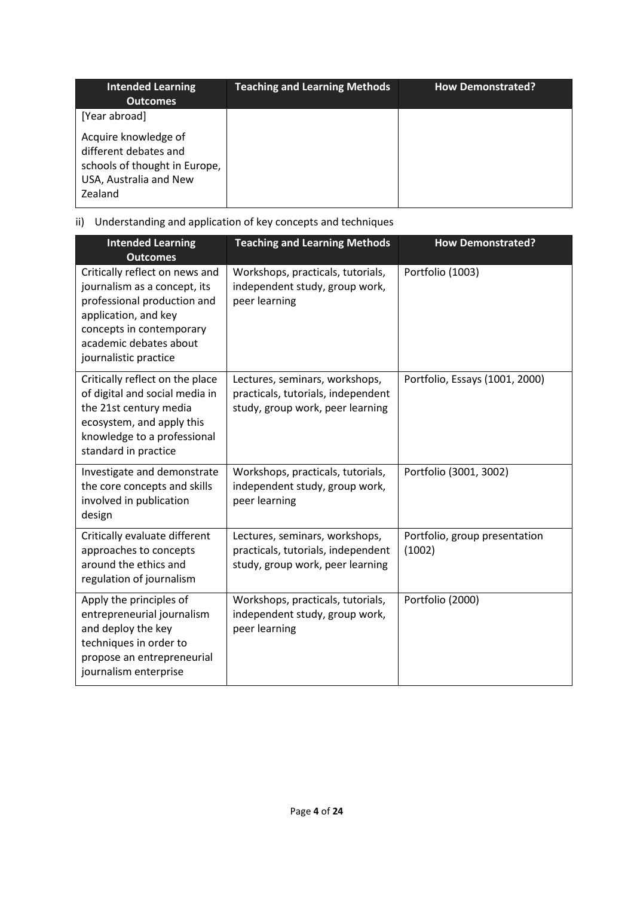| Intended Learning Outcomes | Teaching and Learning Methods | How Demonstrated? |
| --- | --- | --- |
| [Year abroad]<br><br>Acquire knowledge of different debates and schools of thought in Europe, USA, Australia and New Zealand | | |

ii) Understanding and application of key concepts and techniques

| Intended Learning Outcomes | Teaching and Learning Methods | How Demonstrated? |
| --- | --- | --- |
| Critically reflect on news and journalism as a concept, its professional production and application, and key concepts in contemporary academic debates about journalistic practice | Workshops, practicals, tutorials, independent study, group work, peer learning | Portfolio (1003) |
| Critically reflect on the place of digital and social media in the 21st century media ecosystem, and apply this knowledge to a professional standard in practice | Lectures, seminars, workshops, practicals, tutorials, independent study, group work, peer learning | Portfolio, Essays (1001, 2000) |
| Investigate and demonstrate the core concepts and skills involved in publication design | Workshops, practicals, tutorials, independent study, group work, peer learning | Portfolio (3001, 3002) |
| Critically evaluate different approaches to concepts around the ethics and regulation of journalism | Lectures, seminars, workshops, practicals, tutorials, independent study, group work, peer learning | Portfolio, group presentation (1002) |
| Apply the principles of entrepreneurial journalism and deploy the key techniques in order to propose an entrepreneurial journalism enterprise | Workshops, practicals, tutorials, independent study, group work, peer learning | Portfolio (2000) |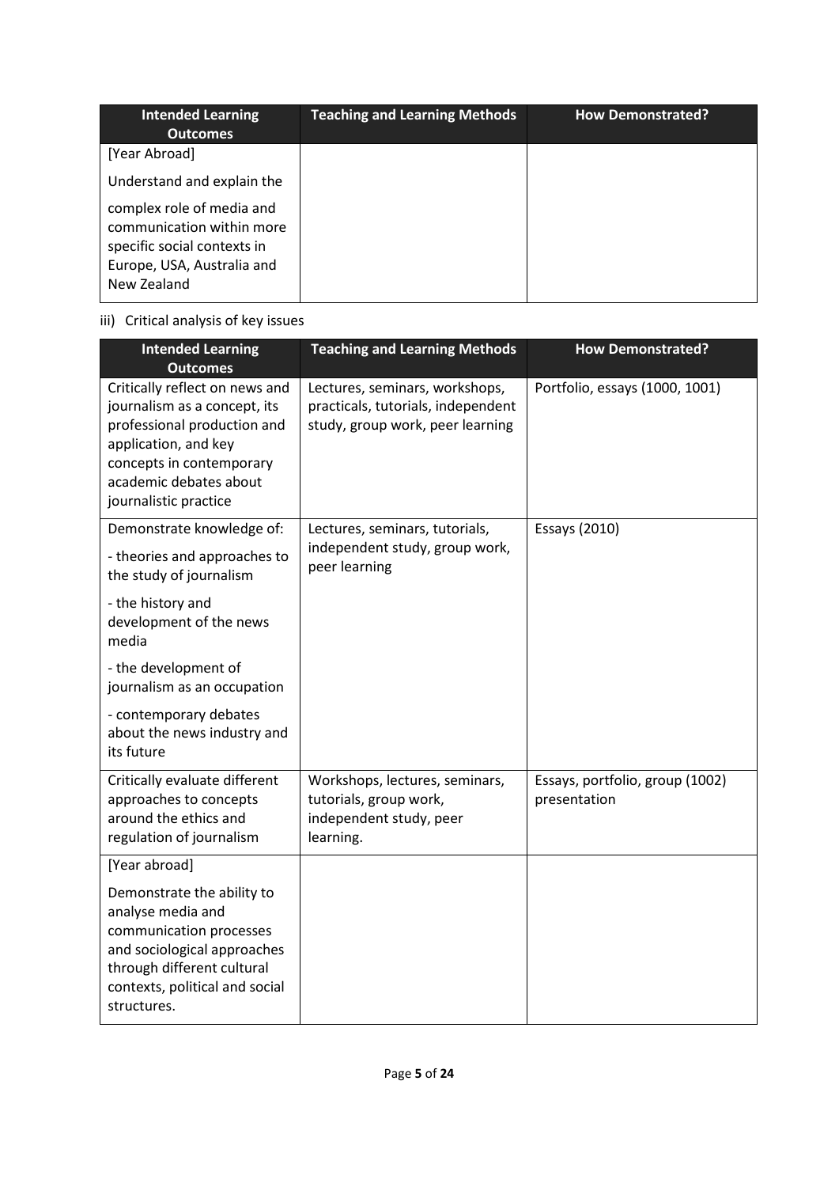| Intended Learning Outcomes | Teaching and Learning Methods | How Demonstrated? |
|---|---|---|
| [Year Abroad]<br><br>Understand and explain the<br><br>complex role of media and communication within more specific social contexts in Europe, USA, Australia and New Zealand | | |

iii) Critical analysis of key issues

| Intended Learning Outcomes | Teaching and Learning Methods | How Demonstrated? |
|---|---|---|
| Critically reflect on news and journalism as a concept, its professional production and application, and key concepts in contemporary academic debates about journalistic practice | Lectures, seminars, workshops, practicals, tutorials, independent study, group work, peer learning | Portfolio, essays (1000, 1001) |
| Demonstrate knowledge of:<br><br>- theories and approaches to the study of journalism<br><br>- the history and development of the news media<br><br>- the development of journalism as an occupation<br><br>- contemporary debates about the news industry and its future | Lectures, seminars, tutorials, independent study, group work, peer learning | Essays (2010) |
| Critically evaluate different approaches to concepts around the ethics and regulation of journalism | Workshops, lectures, seminars, tutorials, group work, independent study, peer learning. | Essays, portfolio, group (1002) presentation |
| [Year abroad]<br><br>Demonstrate the ability to analyse media and communication processes and sociological approaches through different cultural contexts, political and social structures. | | |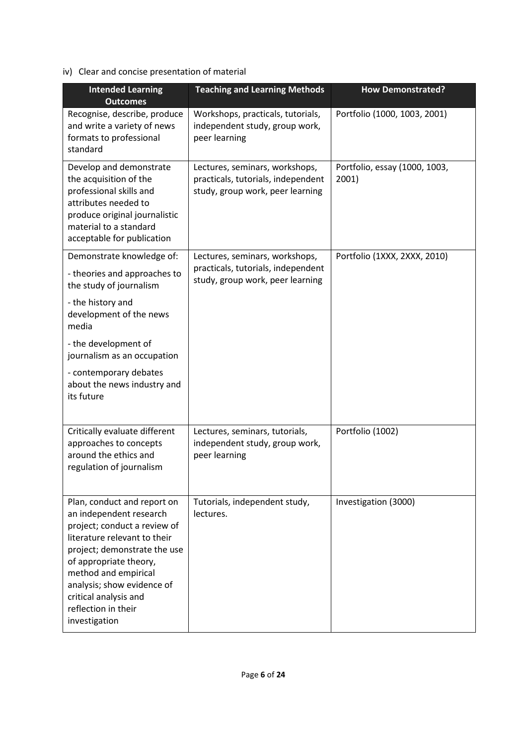iv) Clear and concise presentation of material

| Intended Learning Outcomes | Teaching and Learning Methods | How Demonstrated? |
|---|---|---|
| Recognise, describe, produce and write a variety of news formats to professional standard | Workshops, practicals, tutorials, independent study, group work, peer learning | Portfolio (1000, 1003, 2001) |
| Develop and demonstrate the acquisition of the professional skills and attributes needed to produce original journalistic material to a standard acceptable for publication | Lectures, seminars, workshops, practicals, tutorials, independent study, group work, peer learning | Portfolio, essay (1000, 1003, 2001) |
| Demonstrate knowledge of:<br>- theories and approaches to the study of journalism<br>- the history and development of the news media<br>- the development of journalism as an occupation<br>- contemporary debates about the news industry and its future | Lectures, seminars, workshops, practicals, tutorials, independent study, group work, peer learning | Portfolio (1XXX, 2XXX, 2010) |
| Critically evaluate different approaches to concepts around the ethics and regulation of journalism | Lectures, seminars, tutorials, independent study, group work, peer learning | Portfolio (1002) |
| Plan, conduct and report on an independent research project; conduct a review of literature relevant to their project; demonstrate the use of appropriate theory, method and empirical analysis; show evidence of critical analysis and reflection in their investigation | Tutorials, independent study, lectures. | Investigation (3000) |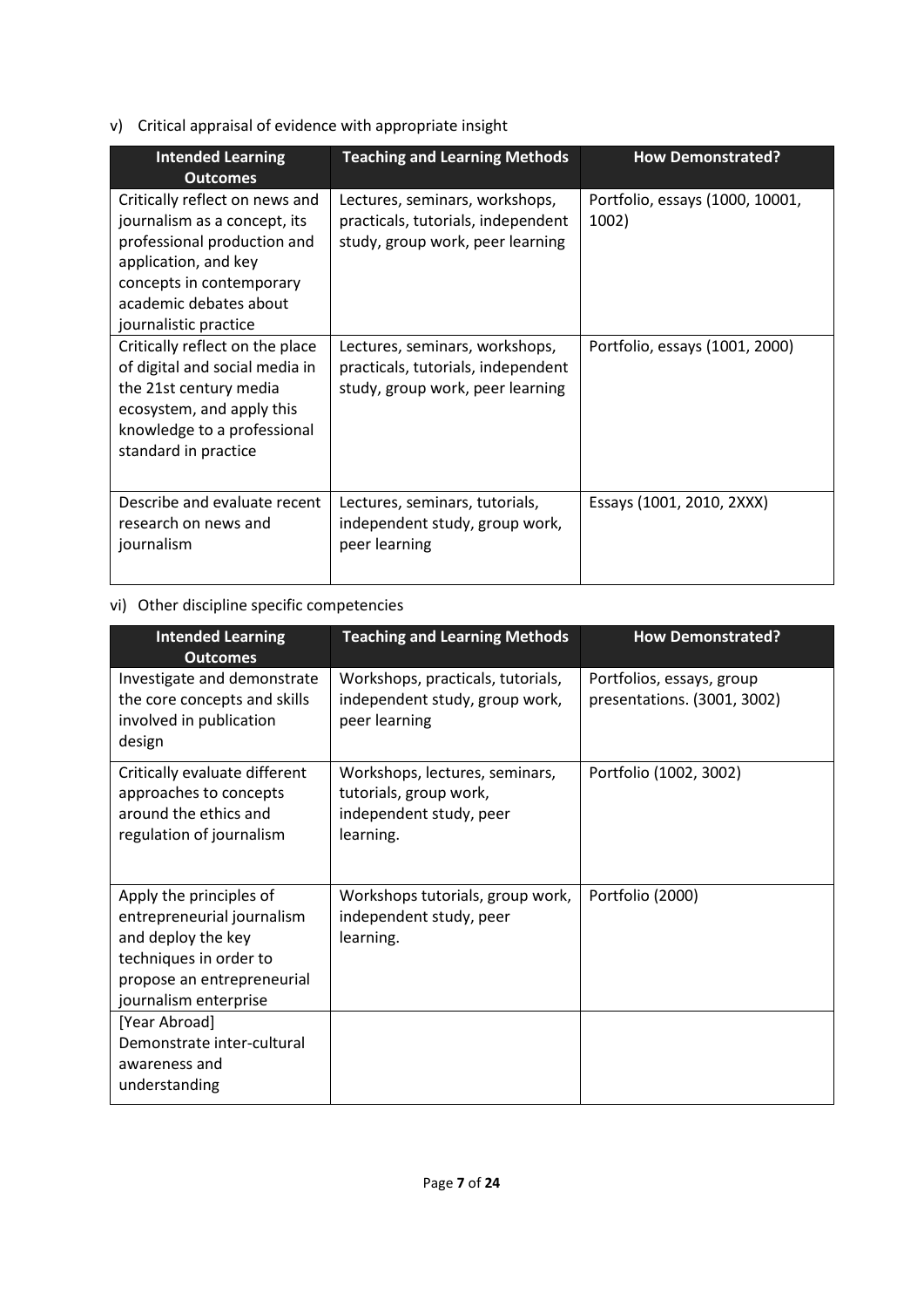v) Critical appraisal of evidence with appropriate insight

| Intended Learning Outcomes | Teaching and Learning Methods | How Demonstrated? |
| --- | --- | --- |
| Critically reflect on news and journalism as a concept, its professional production and application, and key concepts in contemporary academic debates about journalistic practice | Lectures, seminars, workshops, practicals, tutorials, independent study, group work, peer learning | Portfolio, essays (1000, 10001, 1002) |
| Critically reflect on the place of digital and social media in the 21st century media ecosystem, and apply this knowledge to a professional standard in practice | Lectures, seminars, workshops, practicals, tutorials, independent study, group work, peer learning | Portfolio, essays (1001, 2000) |
| Describe and evaluate recent research on news and journalism | Lectures, seminars, tutorials, independent study, group work, peer learning | Essays (1001, 2010, 2XXX) |

vi) Other discipline specific competencies

| Intended Learning Outcomes | Teaching and Learning Methods | How Demonstrated? |
| --- | --- | --- |
| Investigate and demonstrate the core concepts and skills involved in publication design | Workshops, practicals, tutorials, independent study, group work, peer learning | Portfolios, essays, group presentations. (3001, 3002) |
| Critically evaluate different approaches to concepts around the ethics and regulation of journalism | Workshops, lectures, seminars, tutorials, group work, independent study, peer learning. | Portfolio (1002, 3002) |
| Apply the principles of entrepreneurial journalism and deploy the key techniques in order to propose an entrepreneurial journalism enterprise | Workshops tutorials, group work, independent study, peer learning. | Portfolio (2000) |
| [Year Abroad] Demonstrate inter-cultural awareness and understanding | | |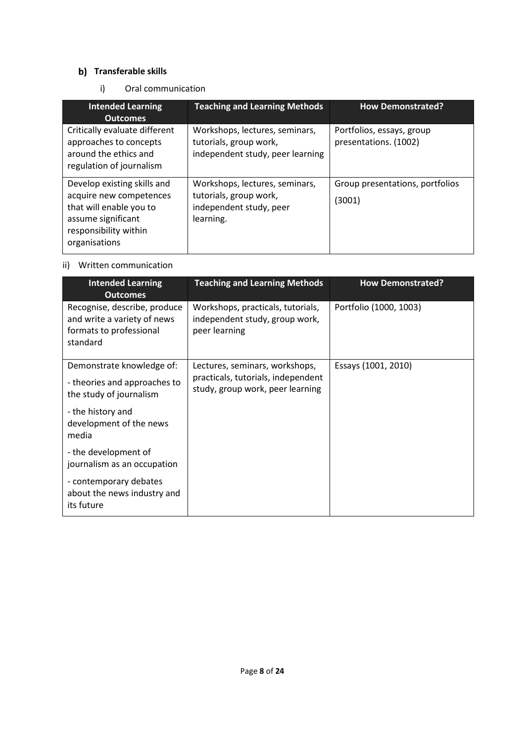### b) Transferable skills

i) Oral communication

| Intended Learning Outcomes | Teaching and Learning Methods | How Demonstrated? |
|---|---|---|
| Critically evaluate different approaches to concepts around the ethics and regulation of journalism | Workshops, lectures, seminars, tutorials, group work, independent study, peer learning | Portfolios, essays, group presentations. (1002) |
| Develop existing skills and acquire new competences that will enable you to assume significant responsibility within organisations | Workshops, lectures, seminars, tutorials, group work, independent study, peer learning. | Group presentations, portfolios (3001) |

ii) Written communication

| Intended Learning Outcomes | Teaching and Learning Methods | How Demonstrated? |
|---|---|---|
| Recognise, describe, produce and write a variety of news formats to professional standard | Workshops, practicals, tutorials, independent study, group work, peer learning | Portfolio (1000, 1003) |
| Demonstrate knowledge of:<br>- theories and approaches to the study of journalism<br>- the history and development of the news media<br>- the development of journalism as an occupation<br>- contemporary debates about the news industry and its future | Lectures, seminars, workshops, practicals, tutorials, independent study, group work, peer learning | Essays (1001, 2010) |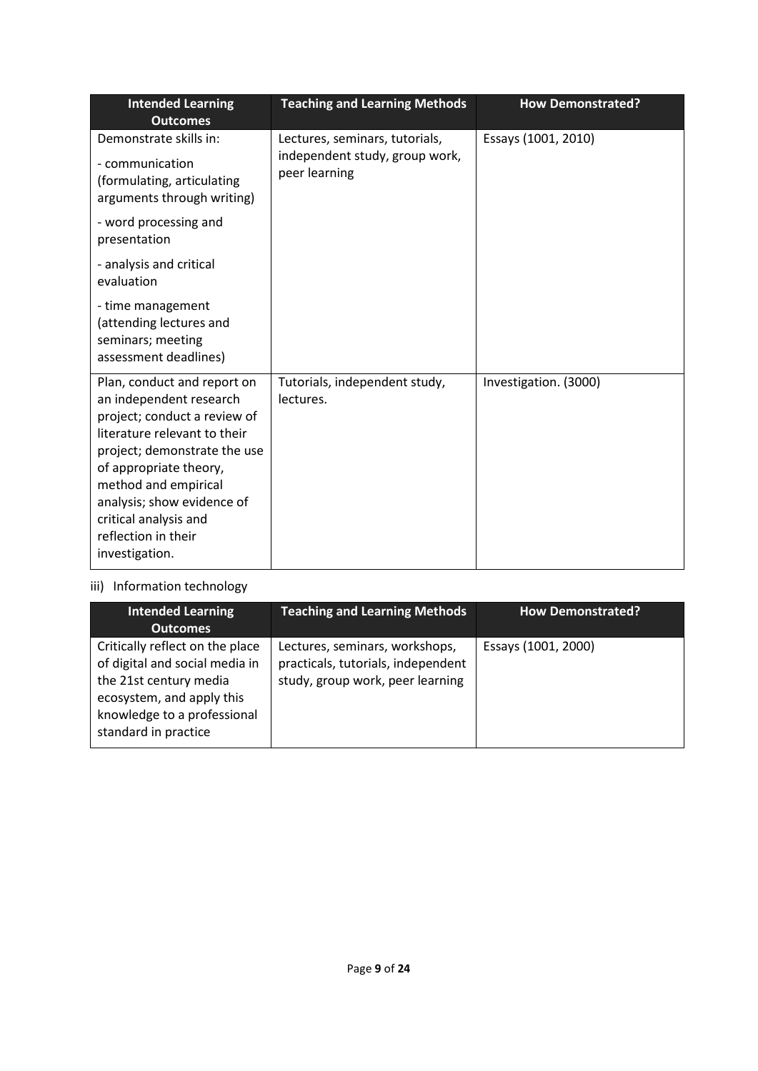| Intended Learning Outcomes | Teaching and Learning Methods | How Demonstrated? |
|---|---|---|
| Demonstrate skills in:<br>- communication (formulating, articulating arguments through writing)<br>- word processing and presentation<br>- analysis and critical evaluation<br>- time management (attending lectures and seminars; meeting assessment deadlines) | Lectures, seminars, tutorials, independent study, group work, peer learning | Essays (1001, 2010) |
| Plan, conduct and report on an independent research project; conduct a review of literature relevant to their project; demonstrate the use of appropriate theory, method and empirical analysis; show evidence of critical analysis and reflection in their investigation. | Tutorials, independent study, lectures. | Investigation. (3000) |

iii) Information technology

| Intended Learning Outcomes | Teaching and Learning Methods | How Demonstrated? |
|---|---|---|
| Critically reflect on the place of digital and social media in the 21st century media ecosystem, and apply this knowledge to a professional standard in practice | Lectures, seminars, workshops, practicals, tutorials, independent study, group work, peer learning | Essays (1001, 2000) |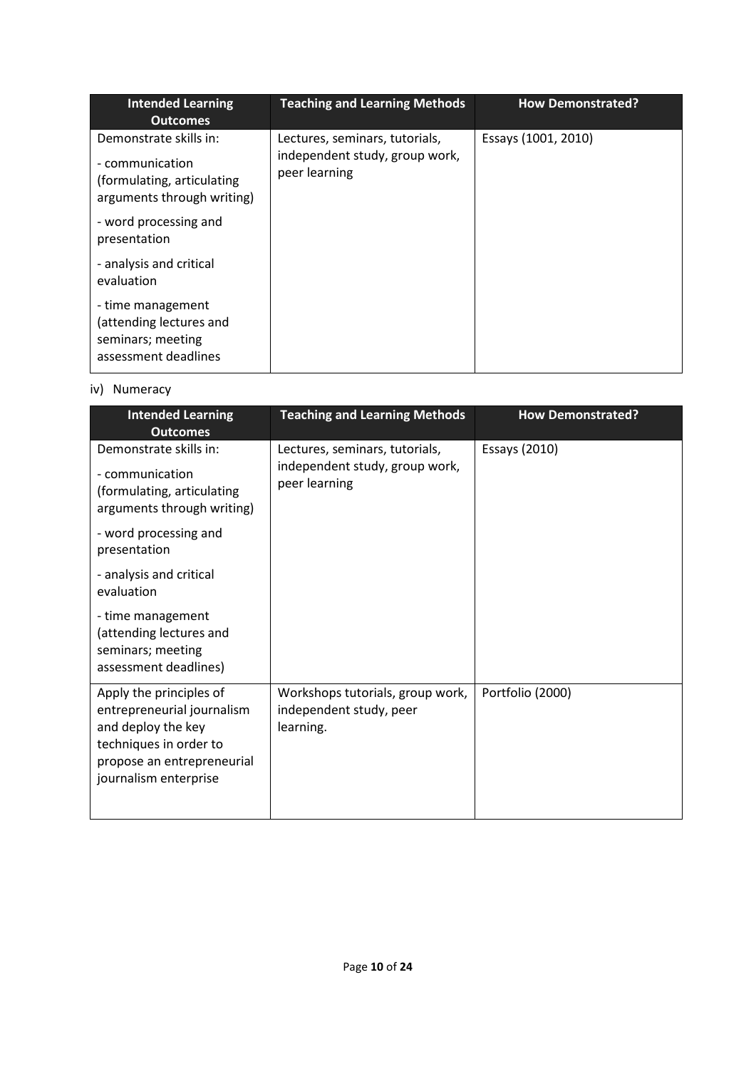| Intended Learning Outcomes | Teaching and Learning Methods | How Demonstrated? |
|---|---|---|
| Demonstrate skills in:<br><br>- communication (formulating, articulating arguments through writing)<br><br>- word processing and presentation<br><br>- analysis and critical evaluation<br><br>- time management (attending lectures and seminars; meeting assessment deadlines | Lectures, seminars, tutorials, independent study, group work, peer learning | Essays (1001, 2010) |

iv) Numeracy

| Intended Learning Outcomes | Teaching and Learning Methods | How Demonstrated? |
|---|---|---|
| Demonstrate skills in:<br><br>- communication (formulating, articulating arguments through writing)<br><br>- word processing and presentation<br><br>- analysis and critical evaluation<br><br>- time management (attending lectures and seminars; meeting assessment deadlines) | Lectures, seminars, tutorials, independent study, group work, peer learning | Essays (2010) |
| Apply the principles of entrepreneurial journalism and deploy the key techniques in order to propose an entrepreneurial journalism enterprise | Workshops tutorials, group work, independent study, peer learning. | Portfolio (2000) |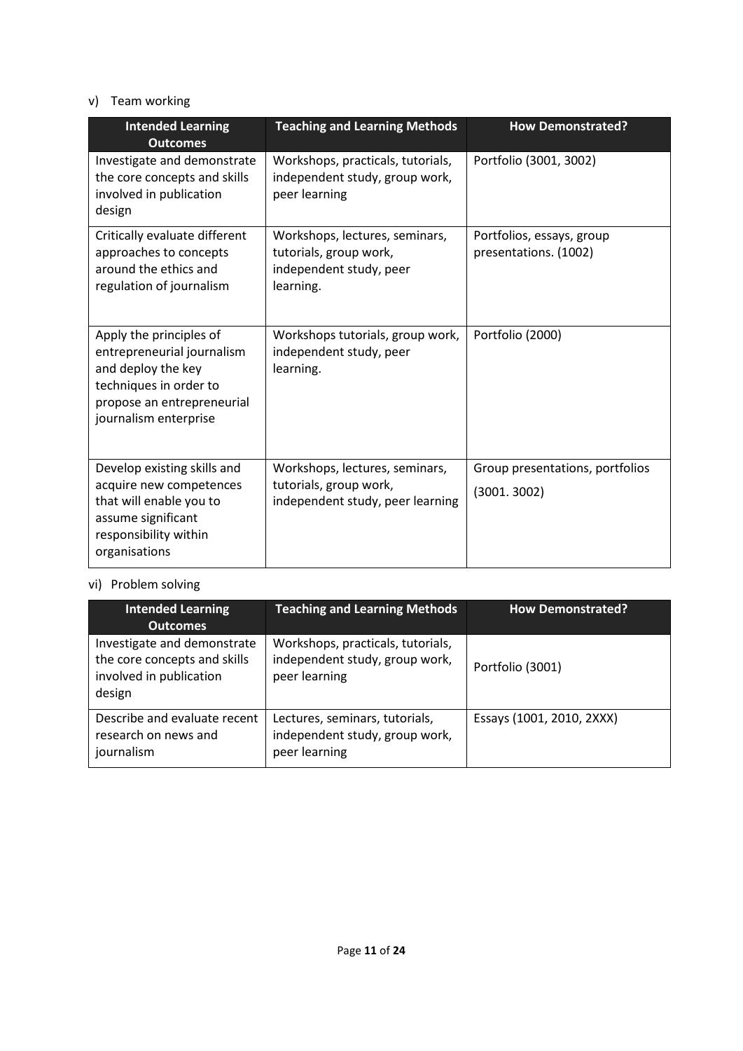v) Team working

| Intended Learning Outcomes | Teaching and Learning Methods | How Demonstrated? |
|---|---|---|
| Investigate and demonstrate the core concepts and skills involved in publication design | Workshops, practicals, tutorials, independent study, group work, peer learning | Portfolio (3001, 3002) |
| Critically evaluate different approaches to concepts around the ethics and regulation of journalism | Workshops, lectures, seminars, tutorials, group work, independent study, peer learning. | Portfolios, essays, group presentations. (1002) |
| Apply the principles of entrepreneurial journalism and deploy the key techniques in order to propose an entrepreneurial journalism enterprise | Workshops tutorials, group work, independent study, peer learning. | Portfolio (2000) |
| Develop existing skills and acquire new competences that will enable you to assume significant responsibility within organisations | Workshops, lectures, seminars, tutorials, group work, independent study, peer learning | Group presentations, portfolios (3001. 3002) |

vi) Problem solving

| Intended Learning Outcomes | Teaching and Learning Methods | How Demonstrated? |
|---|---|---|
| Investigate and demonstrate the core concepts and skills involved in publication design | Workshops, practicals, tutorials, independent study, group work, peer learning | Portfolio (3001) |
| Describe and evaluate recent research on news and journalism | Lectures, seminars, tutorials, independent study, group work, peer learning | Essays (1001, 2010, 2XXX) |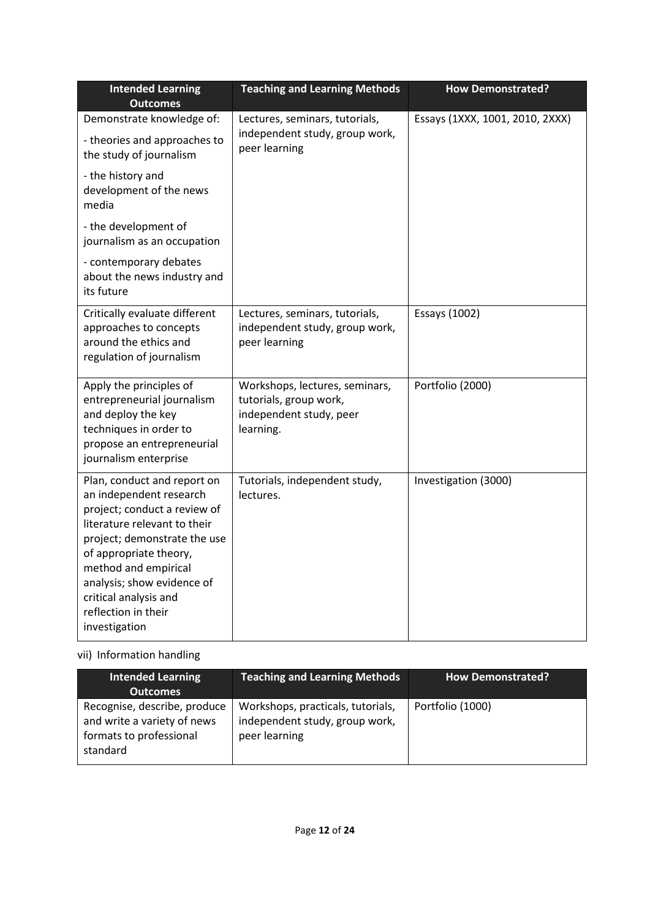| Intended Learning Outcomes | Teaching and Learning Methods | How Demonstrated? |
|---|---|---|
| Demonstrate knowledge of:<br>- theories and approaches to the study of journalism<br>- the history and development of the news media<br>- the development of journalism as an occupation<br>- contemporary debates about the news industry and its future | Lectures, seminars, tutorials, independent study, group work, peer learning | Essays (1XXX, 1001, 2010, 2XXX) |
| Critically evaluate different approaches to concepts around the ethics and regulation of journalism | Lectures, seminars, tutorials, independent study, group work, peer learning | Essays (1002) |
| Apply the principles of entrepreneurial journalism and deploy the key techniques in order to propose an entrepreneurial journalism enterprise | Workshops, lectures, seminars, tutorials, group work, independent study, peer learning. | Portfolio (2000) |
| Plan, conduct and report on an independent research project; conduct a review of literature relevant to their project; demonstrate the use of appropriate theory, method and empirical analysis; show evidence of critical analysis and reflection in their investigation | Tutorials, independent study, lectures. | Investigation (3000) |

vii) Information handling

| Intended Learning Outcomes | Teaching and Learning Methods | How Demonstrated? |
|---|---|---|
| Recognise, describe, produce and write a variety of news formats to professional standard | Workshops, practicals, tutorials, independent study, group work, peer learning | Portfolio (1000) |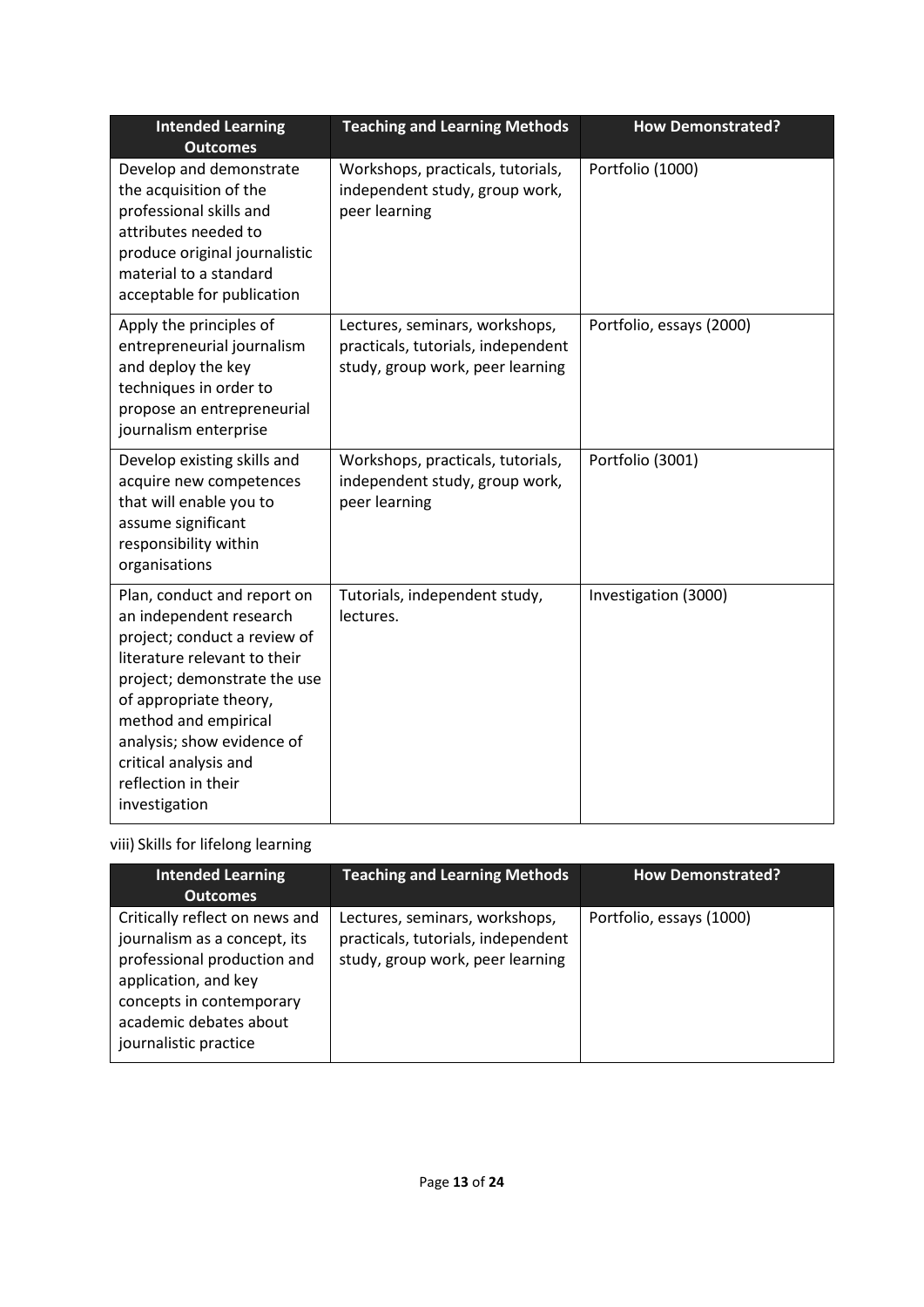| Intended Learning Outcomes | Teaching and Learning Methods | How Demonstrated? |
|---|---|---|
| Develop and demonstrate the acquisition of the professional skills and attributes needed to produce original journalistic material to a standard acceptable for publication | Workshops, practicals, tutorials, independent study, group work, peer learning | Portfolio (1000) |
| Apply the principles of entrepreneurial journalism and deploy the key techniques in order to propose an entrepreneurial journalism enterprise | Lectures, seminars, workshops, practicals, tutorials, independent study, group work, peer learning | Portfolio, essays (2000) |
| Develop existing skills and acquire new competences that will enable you to assume significant responsibility within organisations | Workshops, practicals, tutorials, independent study, group work, peer learning | Portfolio (3001) |
| Plan, conduct and report on an independent research project; conduct a review of literature relevant to their project; demonstrate the use of appropriate theory, method and empirical analysis; show evidence of critical analysis and reflection in their investigation | Tutorials, independent study, lectures. | Investigation (3000) |

viii) Skills for lifelong learning

| Intended Learning Outcomes | Teaching and Learning Methods | How Demonstrated? |
|---|---|---|
| Critically reflect on news and journalism as a concept, its professional production and application, and key concepts in contemporary academic debates about journalistic practice | Lectures, seminars, workshops, practicals, tutorials, independent study, group work, peer learning | Portfolio, essays (1000) |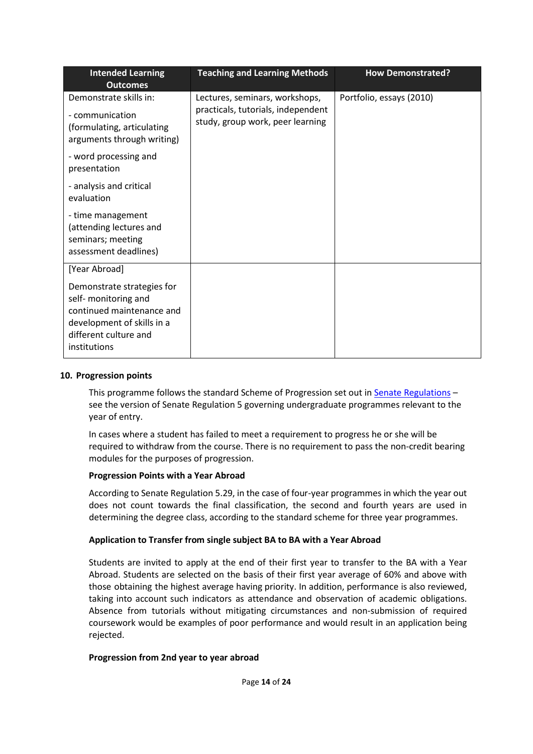| Intended Learning Outcomes | Teaching and Learning Methods | How Demonstrated? |
|---|---|---|
| Demonstrate skills in:<br>- communication (formulating, articulating arguments through writing)<br>- word processing and presentation<br>- analysis and critical evaluation<br>- time management (attending lectures and seminars; meeting assessment deadlines) | Lectures, seminars, workshops, practicals, tutorials, independent study, group work, peer learning | Portfolio, essays (2010) |
| [Year Abroad]<br>Demonstrate strategies for self- monitoring and continued maintenance and development of skills in a different culture and institutions | | |

## 10. Progression points

This programme follows the standard Scheme of Progression set out in Senate Regulations – see the version of Senate Regulation 5 governing undergraduate programmes relevant to the year of entry.

In cases where a student has failed to meet a requirement to progress he or she will be required to withdraw from the course. There is no requirement to pass the non-credit bearing modules for the purposes of progression.

**Progression Points with a Year Abroad**

According to Senate Regulation 5.29, in the case of four-year programmes in which the year out does not count towards the final classification, the second and fourth years are used in determining the degree class, according to the standard scheme for three year programmes.

**Application to Transfer from single subject BA to BA with a Year Abroad**

Students are invited to apply at the end of their first year to transfer to the BA with a Year Abroad. Students are selected on the basis of their first year average of 60% and above with those obtaining the highest average having priority. In addition, performance is also reviewed, taking into account such indicators as attendance and observation of academic obligations. Absence from tutorials without mitigating circumstances and non-submission of required coursework would be examples of poor performance and would result in an application being rejected.

**Progression from 2nd year to year abroad**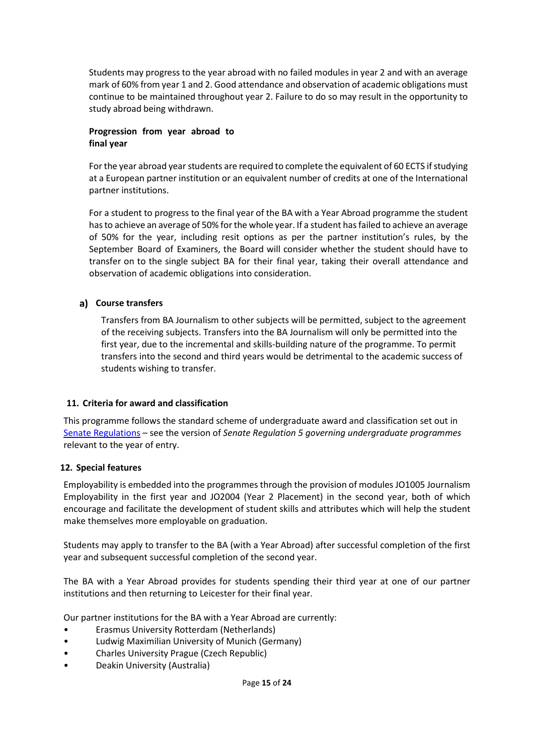Students may progress to the year abroad with no failed modules in year 2 and with an average mark of 60% from year 1 and 2. Good attendance and observation of academic obligations must continue to be maintained throughout year 2. Failure to do so may result in the opportunity to study abroad being withdrawn.

**Progression from year abroad to final year**

For the year abroad year students are required to complete the equivalent of 60 ECTS if studying at a European partner institution or an equivalent number of credits at one of the International partner institutions.

For a student to progress to the final year of the BA with a Year Abroad programme the student has to achieve an average of 50% for the whole year. If a student has failed to achieve an average of 50% for the year, including resit options as per the partner institution's rules, by the September Board of Examiners, the Board will consider whether the student should have to transfer on to the single subject BA for their final year, taking their overall attendance and observation of academic obligations into consideration.

### a) Course transfers

Transfers from BA Journalism to other subjects will be permitted, subject to the agreement of the receiving subjects. Transfers into the BA Journalism will only be permitted into the first year, due to the incremental and skills-building nature of the programme. To permit transfers into the second and third years would be detrimental to the academic success of students wishing to transfer.

## 11. Criteria for award and classification

This programme follows the standard scheme of undergraduate award and classification set out in Senate Regulations – see the version of *Senate Regulation 5 governing undergraduate programmes* relevant to the year of entry.

## 12. Special features

Employability is embedded into the programmes through the provision of modules JO1005 Journalism Employability in the first year and JO2004 (Year 2 Placement) in the second year, both of which encourage and facilitate the development of student skills and attributes which will help the student make themselves more employable on graduation.

Students may apply to transfer to the BA (with a Year Abroad) after successful completion of the first year and subsequent successful completion of the second year.

The BA with a Year Abroad provides for students spending their third year at one of our partner institutions and then returning to Leicester for their final year.

Our partner institutions for the BA with a Year Abroad are currently:

- Erasmus University Rotterdam (Netherlands)
- Ludwig Maximilian University of Munich (Germany)
- Charles University Prague (Czech Republic)
- Deakin University (Australia)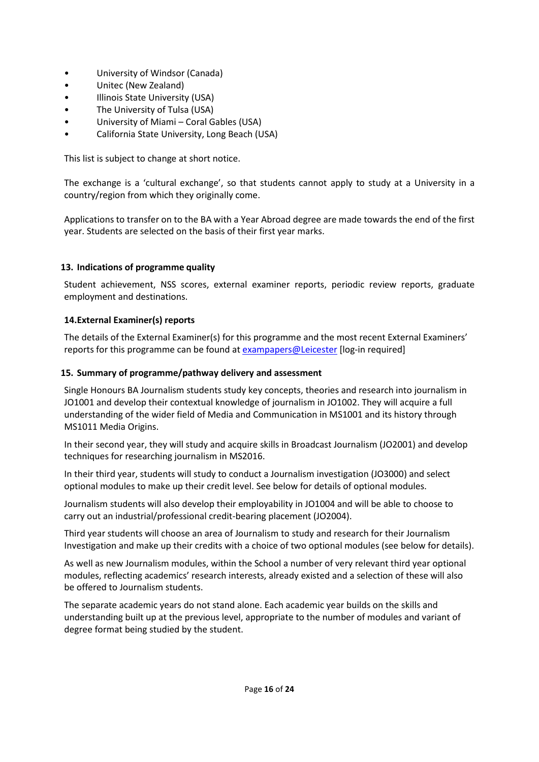- University of Windsor (Canada)
- Unitec (New Zealand)
- Illinois State University (USA)
- The University of Tulsa (USA)
- University of Miami – Coral Gables (USA)
- California State University, Long Beach (USA)

This list is subject to change at short notice.

The exchange is a 'cultural exchange', so that students cannot apply to study at a University in a country/region from which they originally come.

Applications to transfer on to the BA with a Year Abroad degree are made towards the end of the first year. Students are selected on the basis of their first year marks.

### 13. Indications of programme quality

Student achievement, NSS scores, external examiner reports, periodic review reports, graduate employment and destinations.

### 14. External Examiner(s) reports

The details of the External Examiner(s) for this programme and the most recent External Examiners' reports for this programme can be found at [exampapers@Leicester] [log-in required]

### 15. Summary of programme/pathway delivery and assessment

Single Honours BA Journalism students study key concepts, theories and research into journalism in JO1001 and develop their contextual knowledge of journalism in JO1002. They will acquire a full understanding of the wider field of Media and Communication in MS1001 and its history through MS1011 Media Origins.

In their second year, they will study and acquire skills in Broadcast Journalism (JO2001) and develop techniques for researching journalism in MS2016.

In their third year, students will study to conduct a Journalism investigation (JO3000) and select optional modules to make up their credit level. See below for details of optional modules.

Journalism students will also develop their employability in JO1004 and will be able to choose to carry out an industrial/professional credit-bearing placement (JO2004).

Third year students will choose an area of Journalism to study and research for their Journalism Investigation and make up their credits with a choice of two optional modules (see below for details).

As well as new Journalism modules, within the School a number of very relevant third year optional modules, reflecting academics' research interests, already existed and a selection of these will also be offered to Journalism students.

The separate academic years do not stand alone. Each academic year builds on the skills and understanding built up at the previous level, appropriate to the number of modules and variant of degree format being studied by the student.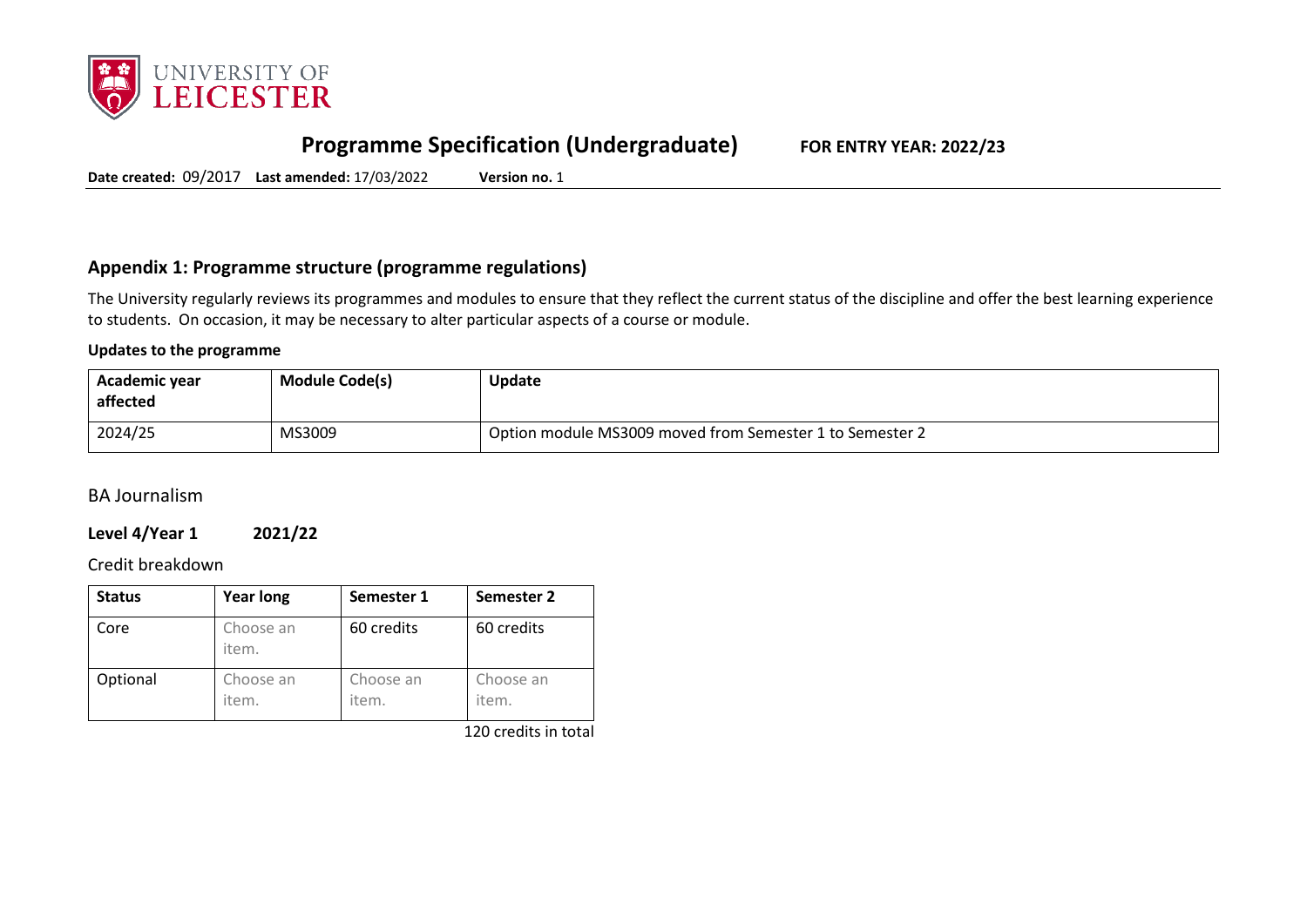# Programme Specification (Undergraduate) FOR ENTRY YEAR: 2022/23

**Date created:** 09/2017 **Last amended:** 17/03/2022 **Version no.** 1

## Appendix 1: Programme structure (programme regulations)

The University regularly reviews its programmes and modules to ensure that they reflect the current status of the discipline and offer the best learning experience to students. On occasion, it may be necessary to alter particular aspects of a course or module.

**Updates to the programme**

| Academic year affected | Module Code(s) | Update |
|---|---|---|
| 2024/25 | MS3009 | Option module MS3009 moved from Semester 1 to Semester 2 |

BA Journalism

**Level 4/Year 1 2021/22**

Credit breakdown

| Status | Year long | Semester 1 | Semester 2 |
|---|---|---|---|
| Core | Choose an item. | 60 credits | 60 credits |
| Optional | Choose an item. | Choose an item. | Choose an item. |

120 credits in total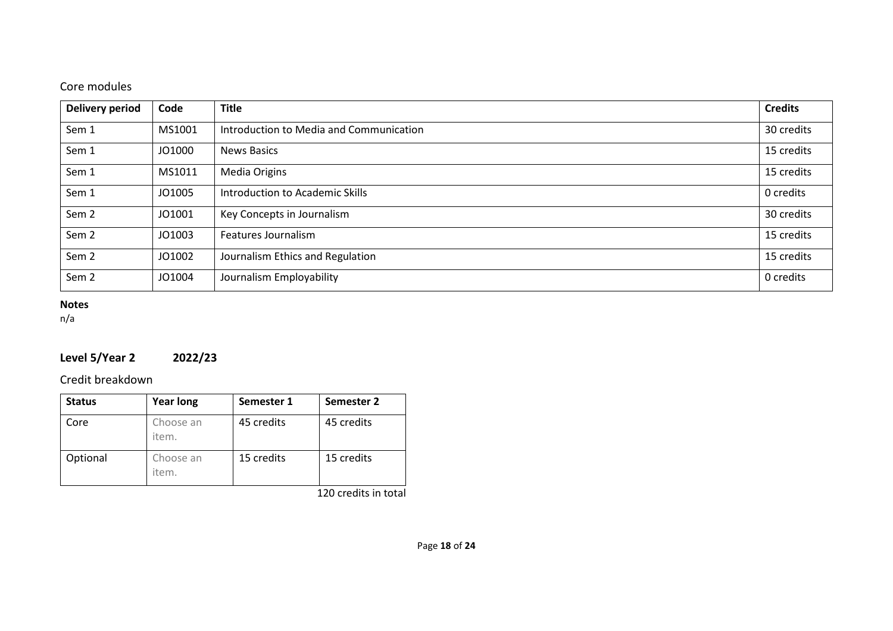Core modules

| Delivery period | Code | Title | Credits |
|---|---|---|---|
| Sem 1 | MS1001 | Introduction to Media and Communication | 30 credits |
| Sem 1 | JO1000 | News Basics | 15 credits |
| Sem 1 | MS1011 | Media Origins | 15 credits |
| Sem 1 | JO1005 | Introduction to Academic Skills | 0 credits |
| Sem 2 | JO1001 | Key Concepts in Journalism | 30 credits |
| Sem 2 | JO1003 | Features Journalism | 15 credits |
| Sem 2 | JO1002 | Journalism Ethics and Regulation | 15 credits |
| Sem 2 | JO1004 | Journalism Employability | 0 credits |

**Notes**
n/a

## Level 5/Year 2 2022/23

Credit breakdown

| Status | Year long | Semester 1 | Semester 2 |
|---|---|---|---|
| Core | Choose an item. | 45 credits | 45 credits |
| Optional | Choose an item. | 15 credits | 15 credits |

120 credits in total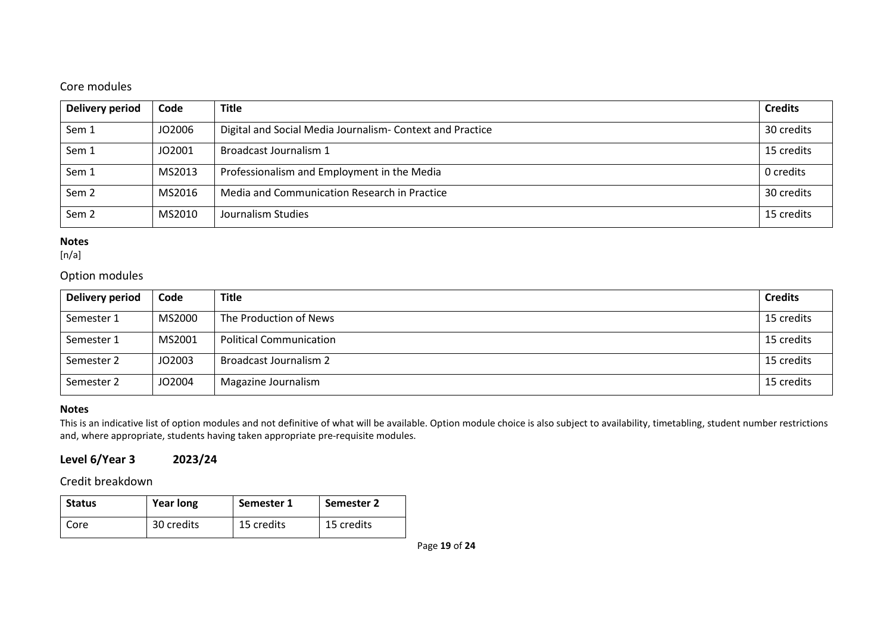### Core modules

| Delivery period | Code | Title | Credits |
|---|---|---|---|
| Sem 1 | JO2006 | Digital and Social Media Journalism- Context and Practice | 30 credits |
| Sem 1 | JO2001 | Broadcast Journalism 1 | 15 credits |
| Sem 1 | MS2013 | Professionalism and Employment in the Media | 0 credits |
| Sem 2 | MS2016 | Media and Communication Research in Practice | 30 credits |
| Sem 2 | MS2010 | Journalism Studies | 15 credits |

**Notes**

[n/a]

### Option modules

| Delivery period | Code | Title | Credits |
|---|---|---|---|
| Semester 1 | MS2000 | The Production of News | 15 credits |
| Semester 1 | MS2001 | Political Communication | 15 credits |
| Semester 2 | JO2003 | Broadcast Journalism 2 | 15 credits |
| Semester 2 | JO2004 | Magazine Journalism | 15 credits |

**Notes**

This is an indicative list of option modules and not definitive of what will be available. Option module choice is also subject to availability, timetabling, student number restrictions and, where appropriate, students having taken appropriate pre-requisite modules.

## Level 6/Year 3 2023/24

### Credit breakdown

| Status | Year long | Semester 1 | Semester 2 |
|---|---|---|---|
| Core | 30 credits | 15 credits | 15 credits |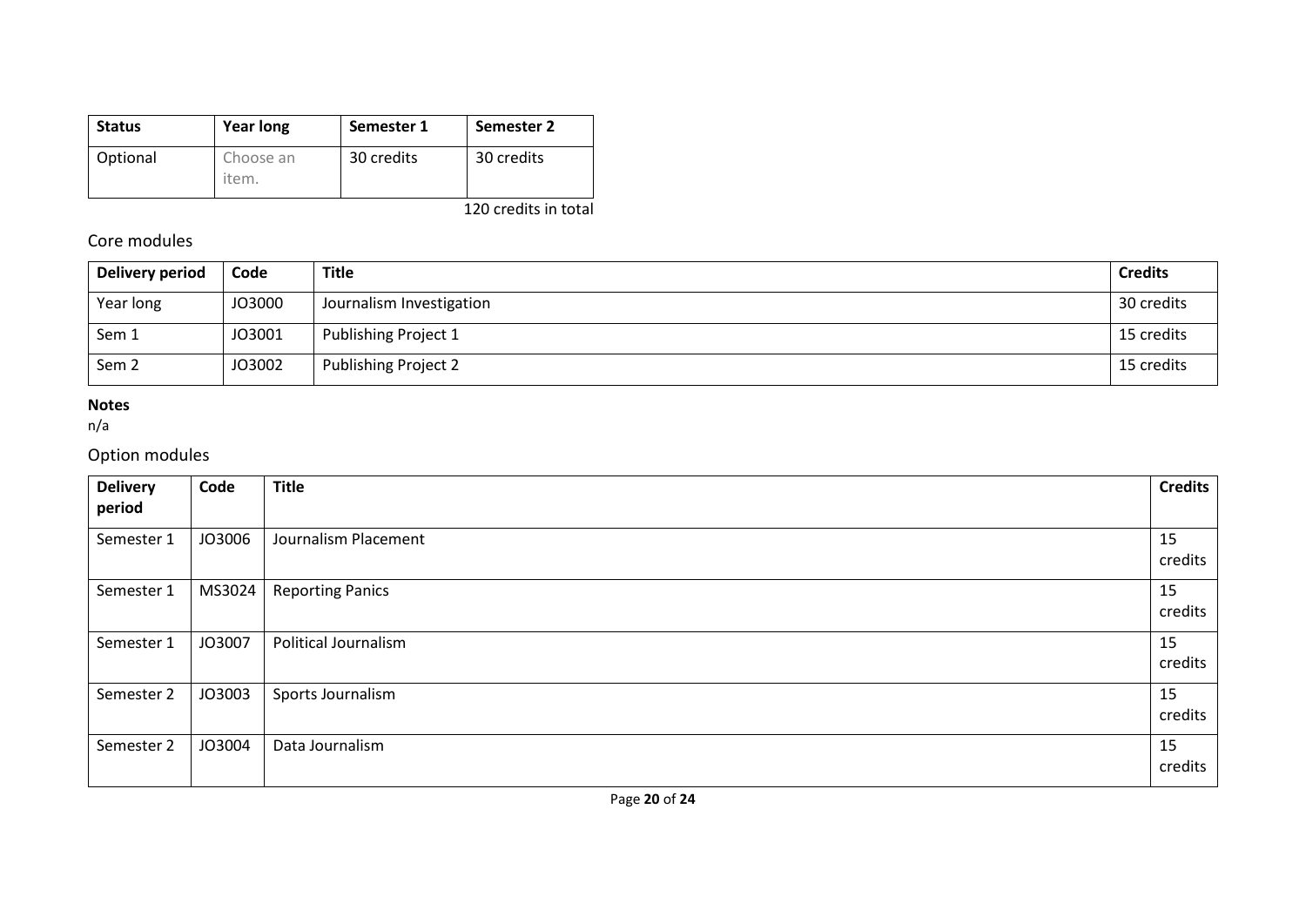| Status | Year long | Semester 1 | Semester 2 |
|---|---|---|---|
| Optional | Choose an item. | 30 credits | 30 credits |

120 credits in total

## Core modules

| Delivery period | Code | Title | Credits |
|---|---|---|---|
| Year long | JO3000 | Journalism Investigation | 30 credits |
| Sem 1 | JO3001 | Publishing Project 1 | 15 credits |
| Sem 2 | JO3002 | Publishing Project 2 | 15 credits |

**Notes**

n/a

## Option modules

| Delivery period | Code | Title | Credits |
|---|---|---|---|
| Semester 1 | JO3006 | Journalism Placement | 15 credits |
| Semester 1 | MS3024 | Reporting Panics | 15 credits |
| Semester 1 | JO3007 | Political Journalism | 15 credits |
| Semester 2 | JO3003 | Sports Journalism | 15 credits |
| Semester 2 | JO3004 | Data Journalism | 15 credits |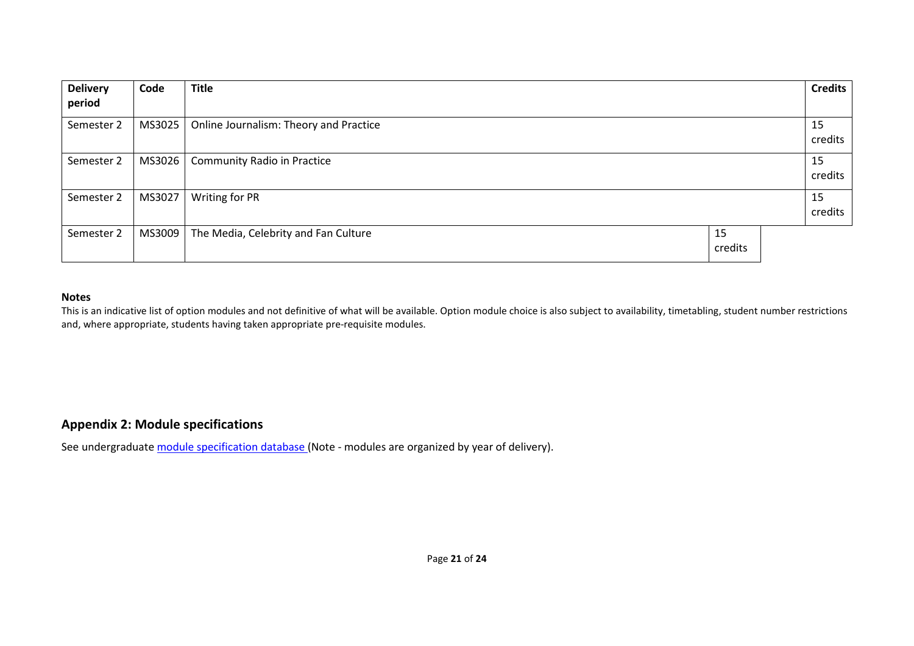| Delivery period | Code | Title | Credits |
| --- | --- | --- | --- |
| Semester 2 | MS3025 | Online Journalism: Theory and Practice | 15 credits |
| Semester 2 | MS3026 | Community Radio in Practice | 15 credits |
| Semester 2 | MS3027 | Writing for PR | 15 credits |
| Semester 2 | MS3009 | The Media, Celebrity and Fan Culture | 15 credits |

**Notes**

This is an indicative list of option modules and not definitive of what will be available. Option module choice is also subject to availability, timetabling, student number restrictions and, where appropriate, students having taken appropriate pre-requisite modules.

## Appendix 2: Module specifications

See undergraduate module specification database (Note - modules are organized by year of delivery).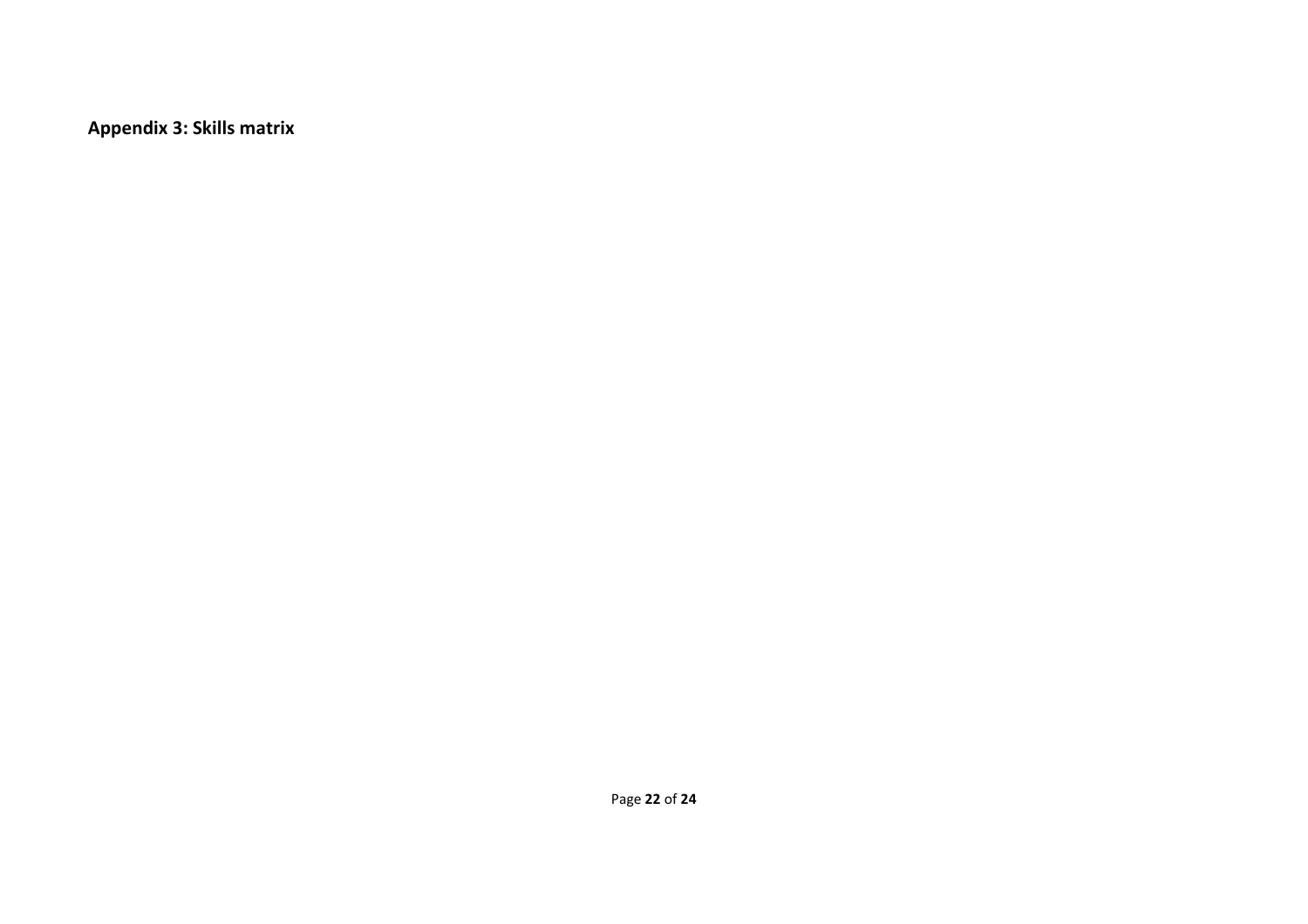## Appendix 3: Skills matrix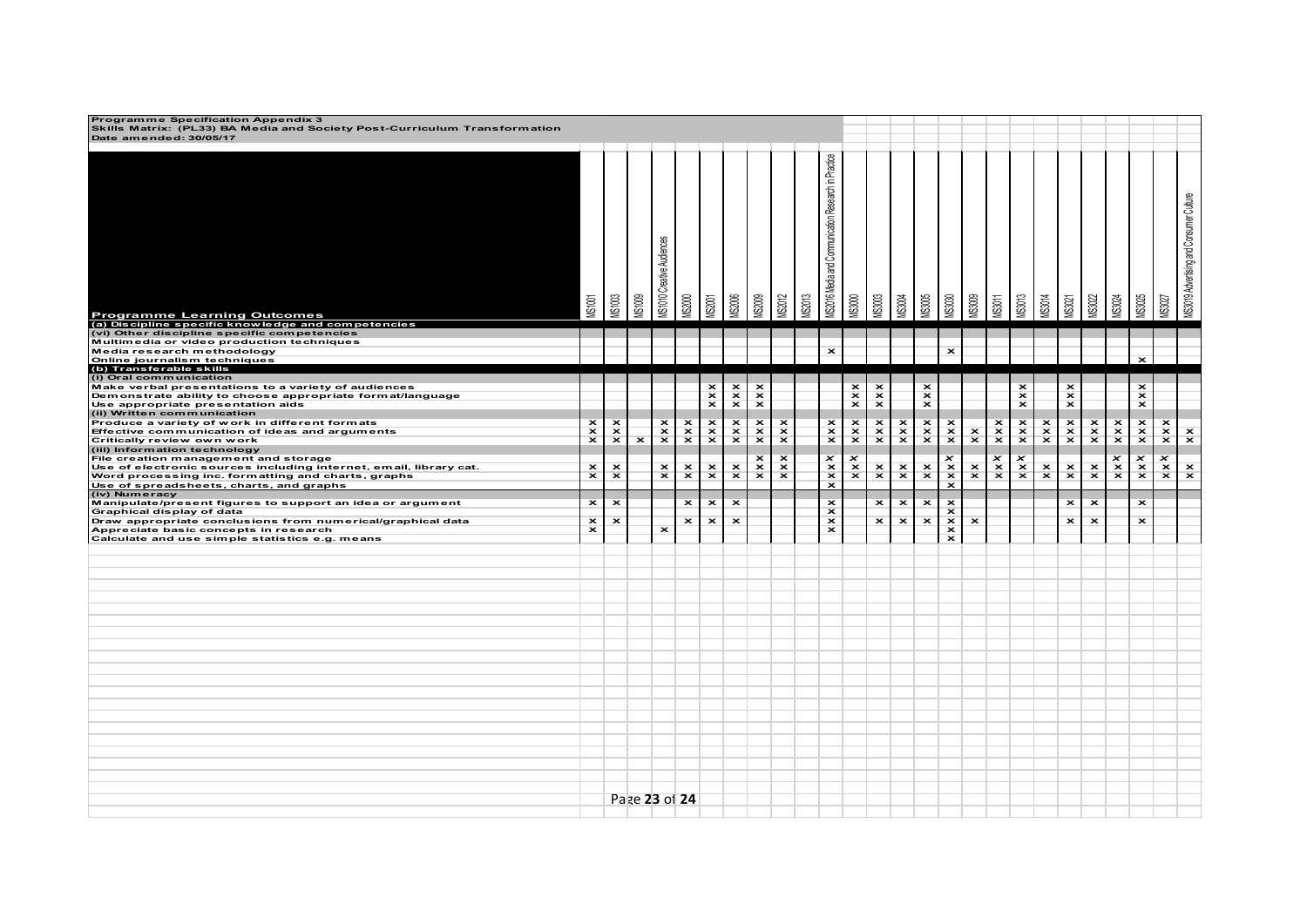**Programme Specification Appendix 3**
**Skills Matrix: (PL33) BA Media and Society Post-Curriculum Transformation**
**Date amended: 30/05/17**

| Programme Learning Outcomes | MS1001 | MS1003 | MS1009 | MS1010 Creative Audiences | MS2000 | MS2001 | MS2006 | MS2009 | MS2012 | MS2013 | MS2016 Media and Communication Research in Practice | MS3000 | MS3003 | MS3004 | MS3005 | MS3030 | MS3009 | MS3011 | MS3013 | MS3014 | MS3021 | MS3022 | MS3024 | MS3025 | MS3027 | MS3019 Advertising and Consumer Culture |
|---|---|---|---|---|---|---|---|---|---|---|---|---|---|---|---|---|---|---|---|---|---|---|---|---|---|---|
| **(a) Discipline specific knowledge and competencies** | | | | | | | | | | | | | | | | | | | | | | | | | | |
| **(vi) Other discipline specific competencies** | | | | | | | | | | | | | | | | | | | | | | | | | | |
| Multimedia or video production techniques | | | | | | | | | | | | | | | | | | | | | | | | | | |
| Media research methodology | | | | | | | | | | | x | | | | | x | | | | | | | | | | |
| Online journalism techniques | | | | | | | | | | | | | | | | | | | | | | | | x | | |
| **(b) Transferable skills** | | | | | | | | | | | | | | | | | | | | | | | | | | |
| **(i) Oral communication** | | | | | | | | | | | | | | | | | | | | | | | | | | |
| Make verbal presentations to a variety of audiences | | | | | | x | x | x | | | | x | x | | x | | | | x | | x | | | x | | |
| Demonstrate ability to choose appropriate format/language | | | | | | x | x | x | | | | x | x | | x | | | | x | | x | | | x | | |
| Use appropriate presentation aids | | | | | | x | x | x | | | | x | x | | x | | | | x | | x | | | x | | |
| **(ii) Written communication** | | | | | | | | | | | | | | | | | | | | | | | | | | |
| Produce a variety of work in different formats | x | x | | x | x | x | x | x | x | | x | x | x | x | x | x | | x | x | x | x | x | x | x | x | |
| Effective communication of ideas and arguments | x | x | | x | x | x | x | x | x | | x | x | x | x | x | x | x | x | x | x | x | x | x | x | x | x |
| Critically review own work | x | x | x | x | x | x | x | x | x | | x | x | x | x | x | x | x | x | x | x | x | x | x | x | x | x |
| **(iii) Information technology** | | | | | | | | | | | | | | | | | | | | | | | | | | |
| File creation management and storage | | | | | | | | x | x | | x | x | | | | x | | x | x | | | | x | x | x | |
| Use of electronic sources including internet, email, library cat. | x | x | | x | x | x | x | x | x | | x | x | x | x | x | x | x | x | x | x | x | x | x | x | x | x |
| Word processing inc. formatting and charts, graphs | x | x | | x | x | x | x | x | x | | x | x | x | x | x | x | x | x | x | x | x | x | x | x | x | x |
| Use of spreadsheets, charts, and graphs | | | | | | | | | | | x | | | | | x | | | | | | | | | | |
| **(iv) Numeracy** | | | | | | | | | | | | | | | | | | | | | | | | | | |
| Manipulate/present figures to support an idea or argument | x | x | | | x | x | x | | | | x | | x | x | x | x | | | | | x | x | | x | | |
| Graphical display of data | | | | | | | | | | | x | | | | | x | | | | | | | | | | |
| Draw appropriate conclusions from numerical/graphical data | x | x | | | x | x | x | | | | x | | x | x | x | x | x | | | | x | x | | x | | |
| Appreciate basic concepts in research | x | | | x | | | | | | | x | | | | | x | | | | | | | | | | |
| Calculate and use simple statistics e.g. means | | | | | | | | | | | | | | | | x | | | | | | | | | | |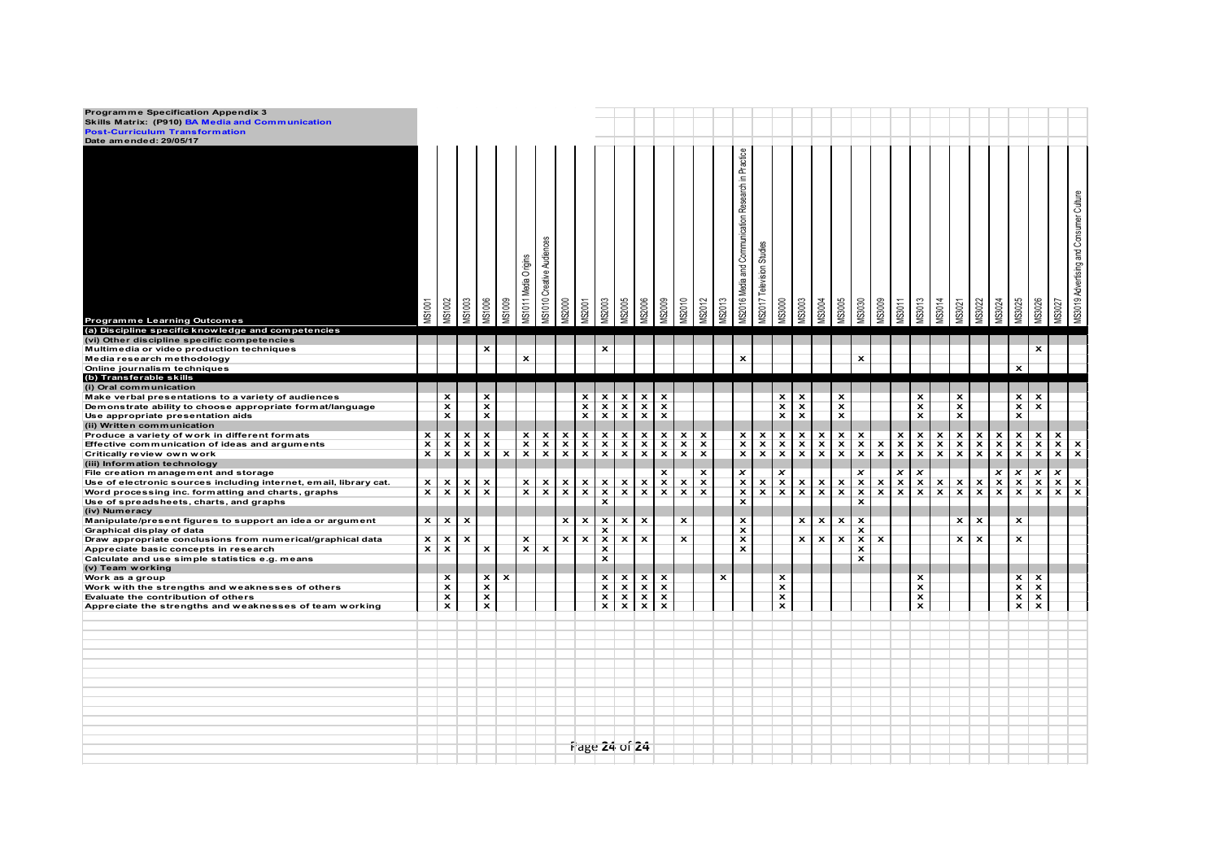**Programme Specification Appendix 3**
**Skills Matrix: (P910) BA Media and Communication**
**Post-Curriculum Transformation**
**Date amended: 29/05/17**

| Programme Learning Outcomes | MS1001 | MS1002 | MS1003 | MS1006 | MS1009 | MS1011 Media Origins | MS1010 Creative Audiences | MS2000 | MS2001 | MS2003 | MS2005 | MS2006 | MS2009 | MS2010 | MS2012 | MS2013 | MS2016 Media and Communication Research in Practice | MS2017 Television Studies | MS3000 | MS3003 | MS3004 | MS3005 | MS3030 | MS3009 | MS3011 | MS3013 | MS3014 | MS3021 | MS3022 | MS3024 | MS3025 | MS3026 | MS3027 | MS3019 Advertising and Consumer Culture |
|---|---|---|---|---|---|---|---|---|---|---|---|---|---|---|---|---|---|---|---|---|---|---|---|---|---|---|---|---|---|---|---|---|---|---|
| **(a) Discipline specific knowledge and competencies** | | | | | | | | | | | | | | | | | | | | | | | | | | | | | | | | | | |
| **(vi) Other discipline specific competencies** | | | | | | | | | | | | | | | | | | | | | | | | | | | | | | | | | | |
| Multimedia or video production techniques | | | | x | | | | | | x | | | | | | | | | | | | | | | | | | | | | | x | | |
| Media research methodology | | | | | | x | | | | | | | | | | | x | | | | | | x | | | | | | | | | | | |
| Online journalism techniques | | | | | | | | | | | | | | | | | | | | | | | | | | | | | | | x | | | |
| **(b) Transferable skills** | | | | | | | | | | | | | | | | | | | | | | | | | | | | | | | | | | |
| **(i) Oral communication** | | | | | | | | | | | | | | | | | | | | | | | | | | | | | | | | | | |
| Make verbal presentations to a variety of audiences | | x | | x | | | | | x | x | x | x | x | | | | | | x | x | | x | | | | x | | x | | | x | x | | |
| Demonstrate ability to choose appropriate format/language | | x | | x | | | | | x | x | x | x | x | | | | | | x | x | | x | | | | x | | x | | | x | x | | |
| Use appropriate presentation aids | | x | | x | | | | | x | x | x | x | x | | | | | | x | x | | x | | | | x | | x | | | x | | | |
| **(ii) Written communication** | | | | | | | | | | | | | | | | | | | | | | | | | | | | | | | | | | |
| Produce a variety of work in different formats | x | x | x | x | | x | x | x | x | x | x | x | x | x | x | | x | x | x | x | x | x | x | | x | x | x | x | x | x | x | x | x | |
| Effective communication of ideas and arguments | x | x | x | x | | x | x | x | x | x | x | x | x | x | x | | x | x | x | x | x | x | x | x | x | x | x | x | x | x | x | x | x | x |
| Critically review own work | x | x | x | x | x | x | x | x | x | x | x | x | x | x | x | | x | x | x | x | x | x | x | x | x | x | x | x | x | x | x | x | x | x |
| **(iii) Information technology** | | | | | | | | | | | | | | | | | | | | | | | | | | | | | | | | | | |
| File creation management and storage | | | | | | | | | | | | | x | | x | | x | | x | | | | x | | x | x | | | | x | x | x | x | |
| Use of electronic sources including internet, email, library cat. | x | x | x | x | | x | x | x | x | x | x | x | x | x | x | | x | x | x | x | x | x | x | x | x | x | x | x | x | x | x | x | x | x |
| Word processing inc. formatting and charts, graphs | x | x | x | x | | x | x | x | x | x | x | x | x | x | x | | x | x | x | x | x | x | x | x | x | x | x | x | x | x | x | x | x | x |
| Use of spreadsheets, charts, and graphs | | | | | | | | | | x | | | | | | | x | | | | | | x | | | | | | | | | | | |
| **(iv) Numeracy** | | | | | | | | | | | | | | | | | | | | | | | | | | | | | | | | | | |
| Manipulate/present figures to support an idea or argument | x | x | x | | | | | x | x | x | x | x | | x | | | x | | | x | x | x | x | | | | | x | x | | x | | | |
| Graphical display of data | | | | | | | | | | x | | | | | | | x | | | | | | x | | | | | | | | | | | |
| Draw appropriate conclusions from numerical/graphical data | x | x | x | | | x | | x | x | x | x | x | | x | | | x | | | x | x | x | x | x | | | | x | x | | x | | | |
| Appreciate basic concepts in research | x | x | | x | | x | x | | | x | | | | | | | x | | | | | | x | | | | | | | | | | | |
| Calculate and use simple statistics e.g. means | | | | | | | | | | x | | | | | | | | | | | | | x | | | | | | | | | | | |
| **(v) Team working** | | | | | | | | | | | | | | | | | | | | | | | | | | | | | | | | | | |
| Work as a group | | x | | x | x | | | | | x | x | x | x | | | x | | | x | | | | | | | x | | | | | x | x | | |
| Work with the strengths and weaknesses of others | | x | | x | | | | | | x | x | x | x | | | | | | x | | | | | | | x | | | | | x | x | | |
| Evaluate the contribution of others | | x | | x | | | | | | x | x | x | x | | | | | | x | | | | | | | x | | | | | x | x | | |
| Appreciate the strengths and weaknesses of team working | | x | | x | | | | | | x | x | x | x | | | | | | x | | | | | | | x | | | | | x | x | | |